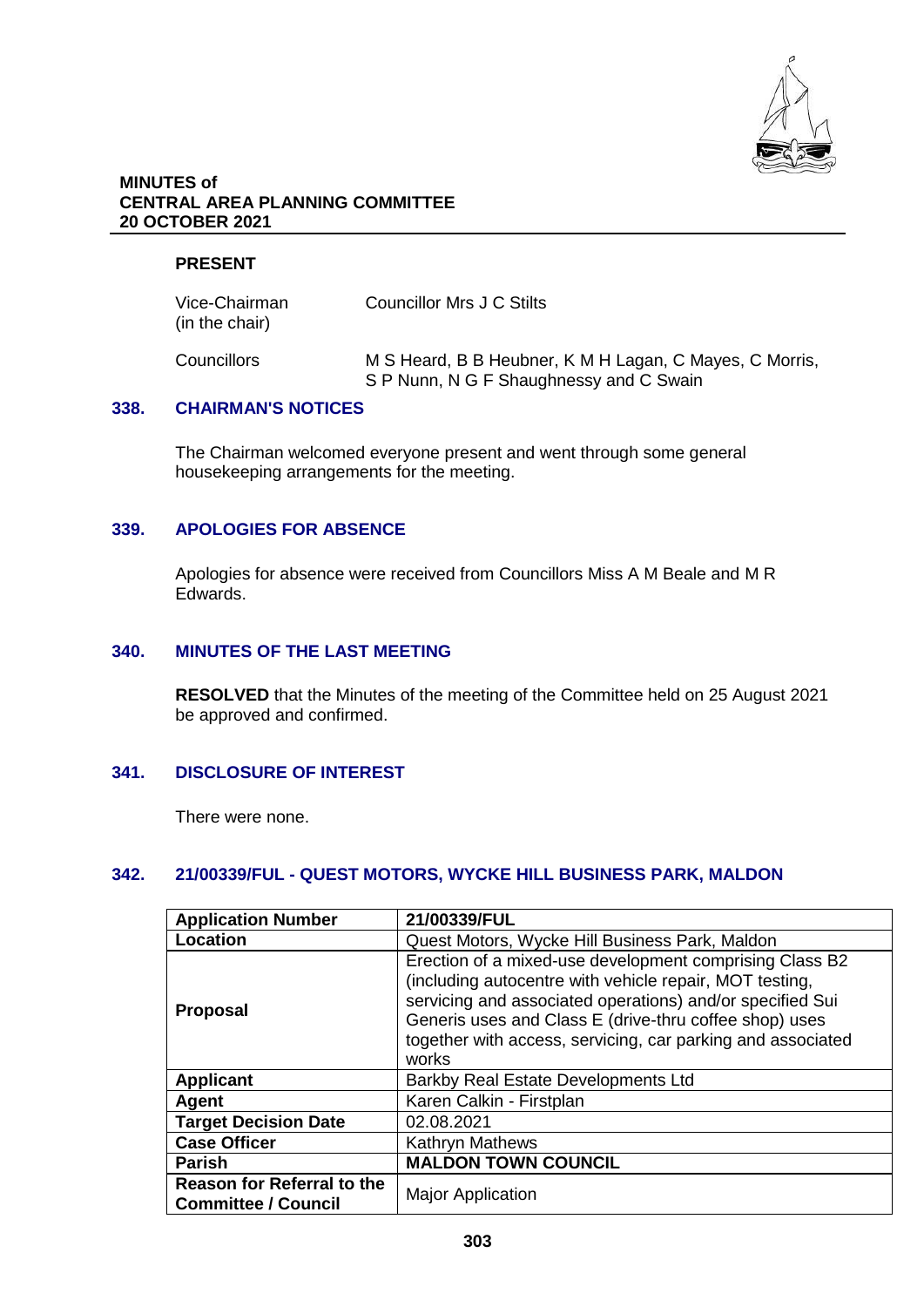**MINUTES of**
**CENTRAL AREA PLANNING COMMITTEE**
**20 OCTOBER 2021**

**PRESENT**

| | |
|---|---|
| Vice-Chairman (in the chair) | Councillor Mrs J C Stilts |
| Councillors | M S Heard, B B Heubner, K M H Lagan, C Mayes, C Morris, S P Nunn, N G F Shaughnessy and C Swain |

## 338. CHAIRMAN'S NOTICES

The Chairman welcomed everyone present and went through some general housekeeping arrangements for the meeting.

## 339. APOLOGIES FOR ABSENCE

Apologies for absence were received from Councillors Miss A M Beale and M R Edwards.

## 340. MINUTES OF THE LAST MEETING

**RESOLVED** that the Minutes of the meeting of the Committee held on 25 August 2021 be approved and confirmed.

## 341. DISCLOSURE OF INTEREST

There were none.

## 342. 21/00339/FUL - QUEST MOTORS, WYCKE HILL BUSINESS PARK, MALDON

| **Application Number** | **21/00339/FUL** |
|---|---|
| **Location** | Quest Motors, Wycke Hill Business Park, Maldon |
| **Proposal** | Erection of a mixed-use development comprising Class B2 (including autocentre with vehicle repair, MOT testing, servicing and associated operations) and/or specified Sui Generis uses and Class E (drive-thru coffee shop) uses together with access, servicing, car parking and associated works |
| **Applicant** | Barkby Real Estate Developments Ltd |
| **Agent** | Karen Calkin - Firstplan |
| **Target Decision Date** | 02.08.2021 |
| **Case Officer** | Kathryn Mathews |
| **Parish** | **MALDON TOWN COUNCIL** |
| **Reason for Referral to the Committee / Council** | Major Application |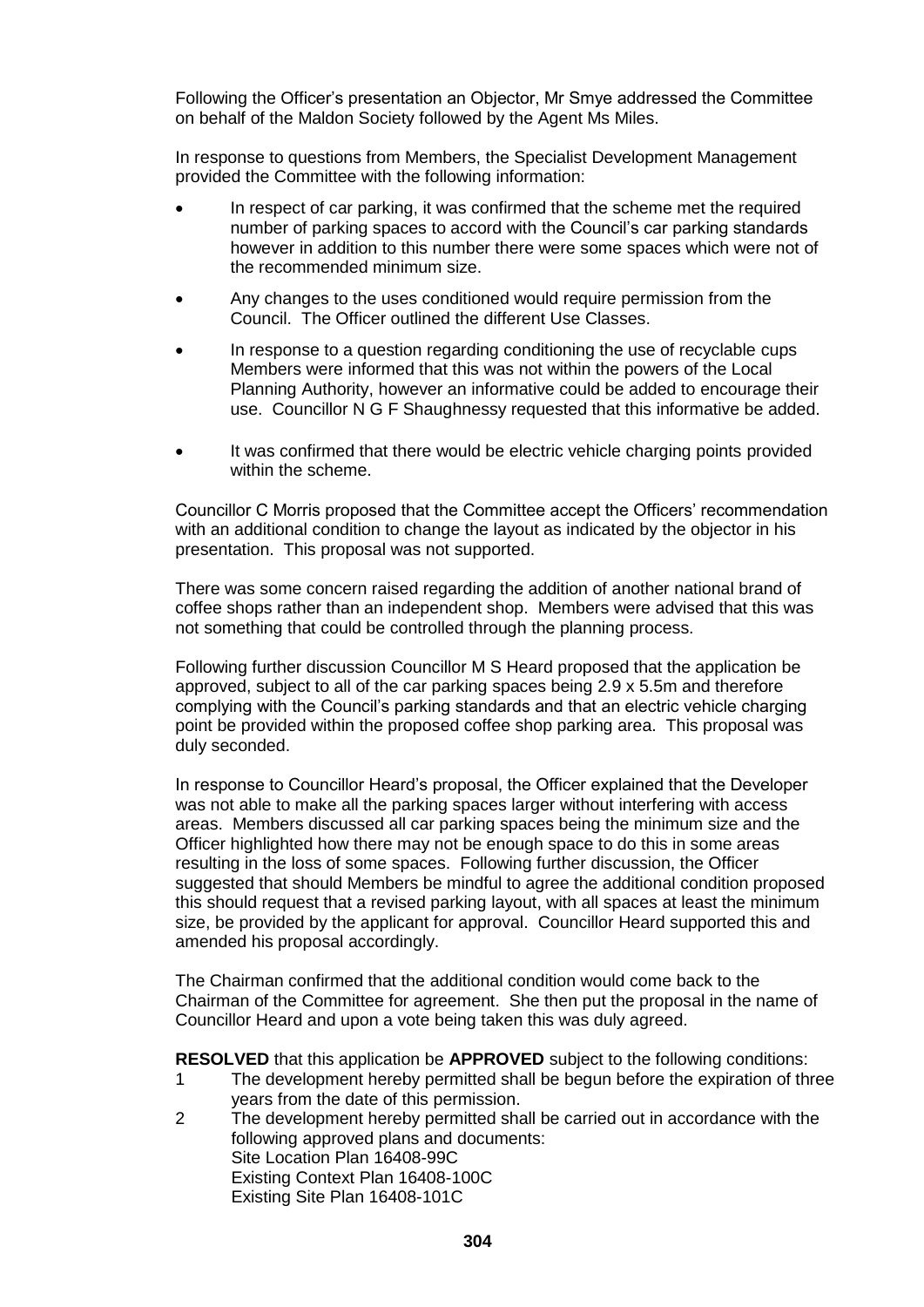Following the Officer's presentation an Objector, Mr Smye addressed the Committee on behalf of the Maldon Society followed by the Agent Ms Miles.

In response to questions from Members, the Specialist Development Management provided the Committee with the following information:

- In respect of car parking, it was confirmed that the scheme met the required number of parking spaces to accord with the Council's car parking standards however in addition to this number there were some spaces which were not of the recommended minimum size.
- Any changes to the uses conditioned would require permission from the Council. The Officer outlined the different Use Classes.
- In response to a question regarding conditioning the use of recyclable cups Members were informed that this was not within the powers of the Local Planning Authority, however an informative could be added to encourage their use. Councillor N G F Shaughnessy requested that this informative be added.
- It was confirmed that there would be electric vehicle charging points provided within the scheme.

Councillor C Morris proposed that the Committee accept the Officers' recommendation with an additional condition to change the layout as indicated by the objector in his presentation. This proposal was not supported.

There was some concern raised regarding the addition of another national brand of coffee shops rather than an independent shop. Members were advised that this was not something that could be controlled through the planning process.

Following further discussion Councillor M S Heard proposed that the application be approved, subject to all of the car parking spaces being 2.9 x 5.5m and therefore complying with the Council's parking standards and that an electric vehicle charging point be provided within the proposed coffee shop parking area. This proposal was duly seconded.

In response to Councillor Heard's proposal, the Officer explained that the Developer was not able to make all the parking spaces larger without interfering with access areas. Members discussed all car parking spaces being the minimum size and the Officer highlighted how there may not be enough space to do this in some areas resulting in the loss of some spaces. Following further discussion, the Officer suggested that should Members be mindful to agree the additional condition proposed this should request that a revised parking layout, with all spaces at least the minimum size, be provided by the applicant for approval. Councillor Heard supported this and amended his proposal accordingly.

The Chairman confirmed that the additional condition would come back to the Chairman of the Committee for agreement. She then put the proposal in the name of Councillor Heard and upon a vote being taken this was duly agreed.

**RESOLVED** that this application be **APPROVED** subject to the following conditions:

1. The development hereby permitted shall be begun before the expiration of three years from the date of this permission.
2. The development hereby permitted shall be carried out in accordance with the following approved plans and documents:
   Site Location Plan 16408-99C
   Existing Context Plan 16408-100C
   Existing Site Plan 16408-101C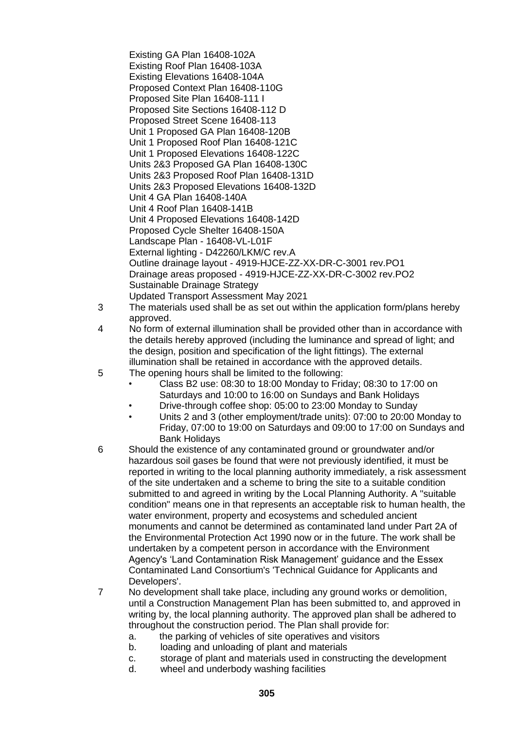Existing GA Plan 16408-102A
Existing Roof Plan 16408-103A
Existing Elevations 16408-104A
Proposed Context Plan 16408-110G
Proposed Site Plan 16408-111 I
Proposed Site Sections 16408-112 D
Proposed Street Scene 16408-113
Unit 1 Proposed GA Plan 16408-120B
Unit 1 Proposed Roof Plan 16408-121C
Unit 1 Proposed Elevations 16408-122C
Units 2&3 Proposed GA Plan 16408-130C
Units 2&3 Proposed Roof Plan 16408-131D
Units 2&3 Proposed Elevations 16408-132D
Unit 4 GA Plan 16408-140A
Unit 4 Roof Plan 16408-141B
Unit 4 Proposed Elevations 16408-142D
Proposed Cycle Shelter 16408-150A
Landscape Plan - 16408-VL-L01F
External lighting - D42260/LKM/C rev.A
Outline drainage layout - 4919-HJCE-ZZ-XX-DR-C-3001 rev.PO1
Drainage areas proposed - 4919-HJCE-ZZ-XX-DR-C-3002 rev.PO2
Sustainable Drainage Strategy
Updated Transport Assessment May 2021

3 The materials used shall be as set out within the application form/plans hereby approved.

4 No form of external illumination shall be provided other than in accordance with the details hereby approved (including the luminance and spread of light; and the design, position and specification of the light fittings). The external illumination shall be retained in accordance with the approved details.

5 The opening hours shall be limited to the following:
- Class B2 use: 08:30 to 18:00 Monday to Friday; 08:30 to 17:00 on Saturdays and 10:00 to 16:00 on Sundays and Bank Holidays
- Drive-through coffee shop: 05:00 to 23:00 Monday to Sunday
- Units 2 and 3 (other employment/trade units): 07:00 to 20:00 Monday to Friday, 07:00 to 19:00 on Saturdays and 09:00 to 17:00 on Sundays and Bank Holidays

6 Should the existence of any contaminated ground or groundwater and/or hazardous soil gases be found that were not previously identified, it must be reported in writing to the local planning authority immediately, a risk assessment of the site undertaken and a scheme to bring the site to a suitable condition submitted to and agreed in writing by the Local Planning Authority. A "suitable condition" means one in that represents an acceptable risk to human health, the water environment, property and ecosystems and scheduled ancient monuments and cannot be determined as contaminated land under Part 2A of the Environmental Protection Act 1990 now or in the future. The work shall be undertaken by a competent person in accordance with the Environment Agency's 'Land Contamination Risk Management' guidance and the Essex Contaminated Land Consortium's 'Technical Guidance for Applicants and Developers'.

7 No development shall take place, including any ground works or demolition, until a Construction Management Plan has been submitted to, and approved in writing by, the local planning authority. The approved plan shall be adhered to throughout the construction period. The Plan shall provide for:
   a. the parking of vehicles of site operatives and visitors
   b. loading and unloading of plant and materials
   c. storage of plant and materials used in constructing the development
   d. wheel and underbody washing facilities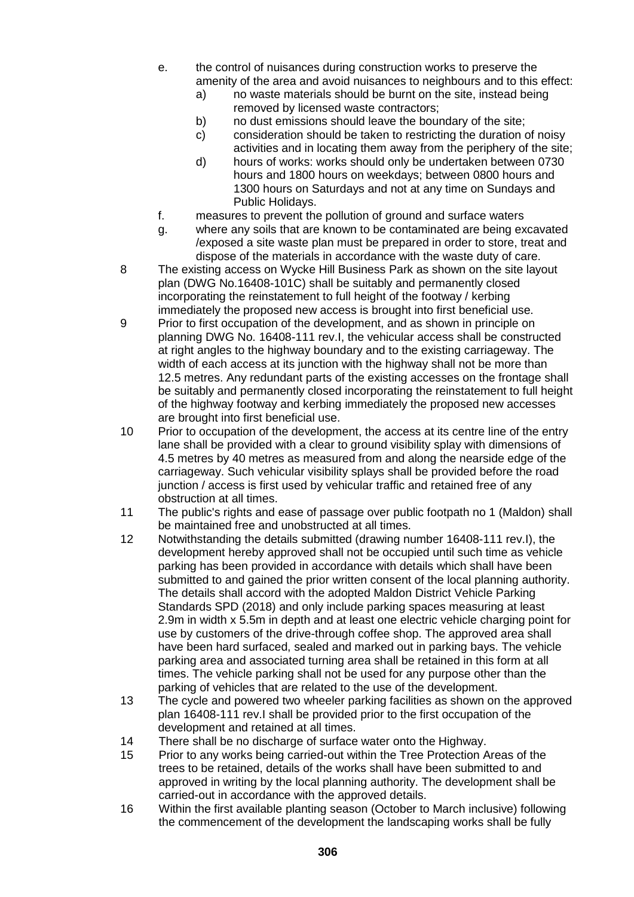- e. the control of nuisances during construction works to preserve the amenity of the area and avoid nuisances to neighbours and to this effect:
  - a) no waste materials should be burnt on the site, instead being removed by licensed waste contractors;
  - b) no dust emissions should leave the boundary of the site;
  - c) consideration should be taken to restricting the duration of noisy activities and in locating them away from the periphery of the site;
  - d) hours of works: works should only be undertaken between 0730 hours and 1800 hours on weekdays; between 0800 hours and 1300 hours on Saturdays and not at any time on Sundays and Public Holidays.
- f. measures to prevent the pollution of ground and surface waters
- g. where any soils that are known to be contaminated are being excavated /exposed a site waste plan must be prepared in order to store, treat and dispose of the materials in accordance with the waste duty of care.

8 The existing access on Wycke Hill Business Park as shown on the site layout plan (DWG No.16408-101C) shall be suitably and permanently closed incorporating the reinstatement to full height of the footway / kerbing immediately the proposed new access is brought into first beneficial use.

9 Prior to first occupation of the development, and as shown in principle on planning DWG No. 16408-111 rev.I, the vehicular access shall be constructed at right angles to the highway boundary and to the existing carriageway. The width of each access at its junction with the highway shall not be more than 12.5 metres. Any redundant parts of the existing accesses on the frontage shall be suitably and permanently closed incorporating the reinstatement to full height of the highway footway and kerbing immediately the proposed new accesses are brought into first beneficial use.

10 Prior to occupation of the development, the access at its centre line of the entry lane shall be provided with a clear to ground visibility splay with dimensions of 4.5 metres by 40 metres as measured from and along the nearside edge of the carriageway. Such vehicular visibility splays shall be provided before the road junction / access is first used by vehicular traffic and retained free of any obstruction at all times.

11 The public's rights and ease of passage over public footpath no 1 (Maldon) shall be maintained free and unobstructed at all times.

12 Notwithstanding the details submitted (drawing number 16408-111 rev.I), the development hereby approved shall not be occupied until such time as vehicle parking has been provided in accordance with details which shall have been submitted to and gained the prior written consent of the local planning authority. The details shall accord with the adopted Maldon District Vehicle Parking Standards SPD (2018) and only include parking spaces measuring at least 2.9m in width x 5.5m in depth and at least one electric vehicle charging point for use by customers of the drive-through coffee shop. The approved area shall have been hard surfaced, sealed and marked out in parking bays. The vehicle parking area and associated turning area shall be retained in this form at all times. The vehicle parking shall not be used for any purpose other than the parking of vehicles that are related to the use of the development.

13 The cycle and powered two wheeler parking facilities as shown on the approved plan 16408-111 rev.I shall be provided prior to the first occupation of the development and retained at all times.

14 There shall be no discharge of surface water onto the Highway.

15 Prior to any works being carried-out within the Tree Protection Areas of the trees to be retained, details of the works shall have been submitted to and approved in writing by the local planning authority. The development shall be carried-out in accordance with the approved details.

16 Within the first available planting season (October to March inclusive) following the commencement of the development the landscaping works shall be fully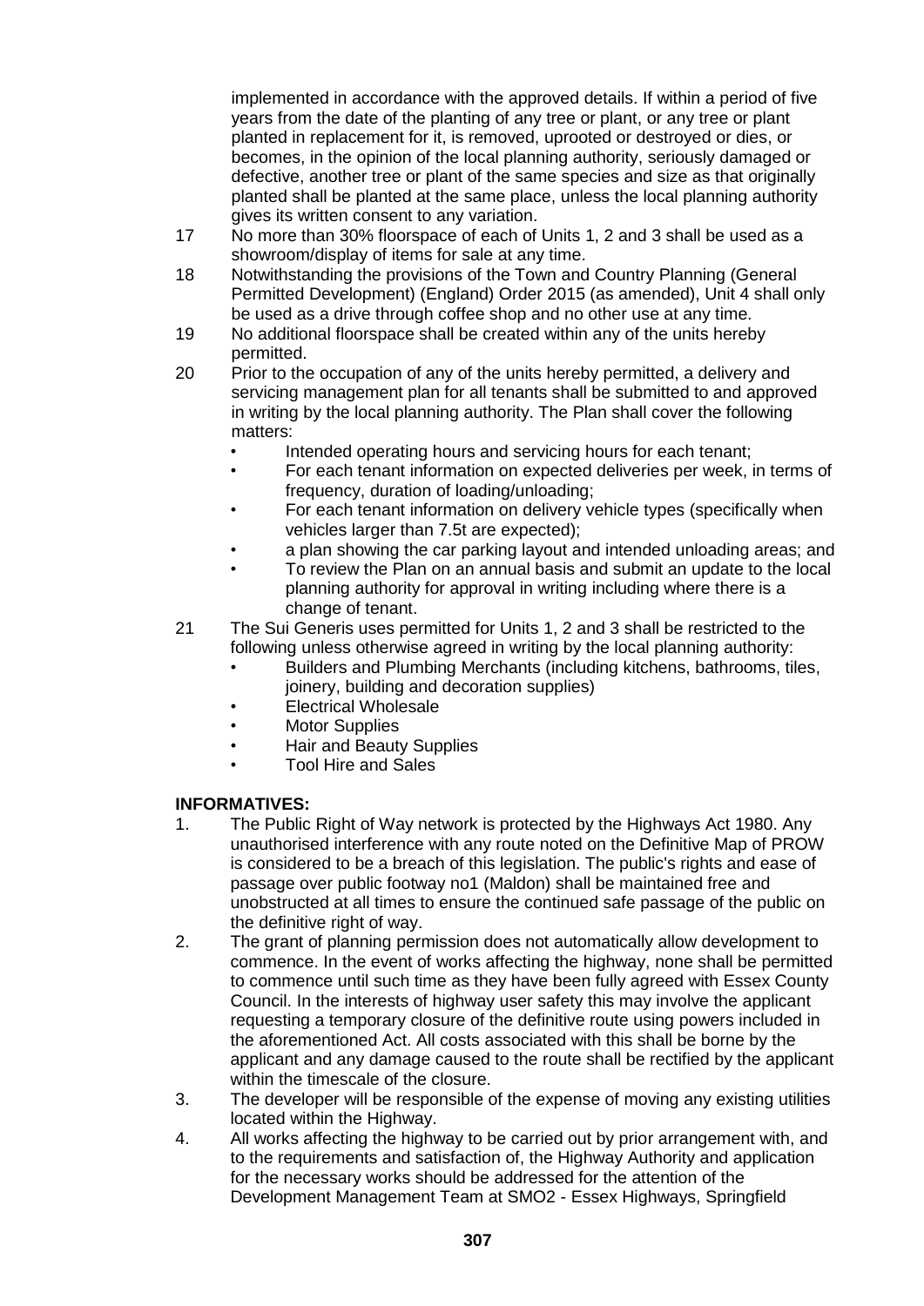implemented in accordance with the approved details. If within a period of five years from the date of the planting of any tree or plant, or any tree or plant planted in replacement for it, is removed, uprooted or destroyed or dies, or becomes, in the opinion of the local planning authority, seriously damaged or defective, another tree or plant of the same species and size as that originally planted shall be planted at the same place, unless the local planning authority gives its written consent to any variation.

17 No more than 30% floorspace of each of Units 1, 2 and 3 shall be used as a showroom/display of items for sale at any time.

18 Notwithstanding the provisions of the Town and Country Planning (General Permitted Development) (England) Order 2015 (as amended), Unit 4 shall only be used as a drive through coffee shop and no other use at any time.

19 No additional floorspace shall be created within any of the units hereby permitted.

20 Prior to the occupation of any of the units hereby permitted, a delivery and servicing management plan for all tenants shall be submitted to and approved in writing by the local planning authority. The Plan shall cover the following matters:
   - Intended operating hours and servicing hours for each tenant;
   - For each tenant information on expected deliveries per week, in terms of frequency, duration of loading/unloading;
   - For each tenant information on delivery vehicle types (specifically when vehicles larger than 7.5t are expected);
   - a plan showing the car parking layout and intended unloading areas; and
   - To review the Plan on an annual basis and submit an update to the local planning authority for approval in writing including where there is a change of tenant.

21 The Sui Generis uses permitted for Units 1, 2 and 3 shall be restricted to the following unless otherwise agreed in writing by the local planning authority:
   - Builders and Plumbing Merchants (including kitchens, bathrooms, tiles, joinery, building and decoration supplies)
   - Electrical Wholesale
   - Motor Supplies
   - Hair and Beauty Supplies
   - Tool Hire and Sales

**INFORMATIVES:**

1. The Public Right of Way network is protected by the Highways Act 1980. Any unauthorised interference with any route noted on the Definitive Map of PROW is considered to be a breach of this legislation. The public's rights and ease of passage over public footway no1 (Maldon) shall be maintained free and unobstructed at all times to ensure the continued safe passage of the public on the definitive right of way.
2. The grant of planning permission does not automatically allow development to commence. In the event of works affecting the highway, none shall be permitted to commence until such time as they have been fully agreed with Essex County Council. In the interests of highway user safety this may involve the applicant requesting a temporary closure of the definitive route using powers included in the aforementioned Act. All costs associated with this shall be borne by the applicant and any damage caused to the route shall be rectified by the applicant within the timescale of the closure.
3. The developer will be responsible of the expense of moving any existing utilities located within the Highway.
4. All works affecting the highway to be carried out by prior arrangement with, and to the requirements and satisfaction of, the Highway Authority and application for the necessary works should be addressed for the attention of the Development Management Team at SMO2 - Essex Highways, Springfield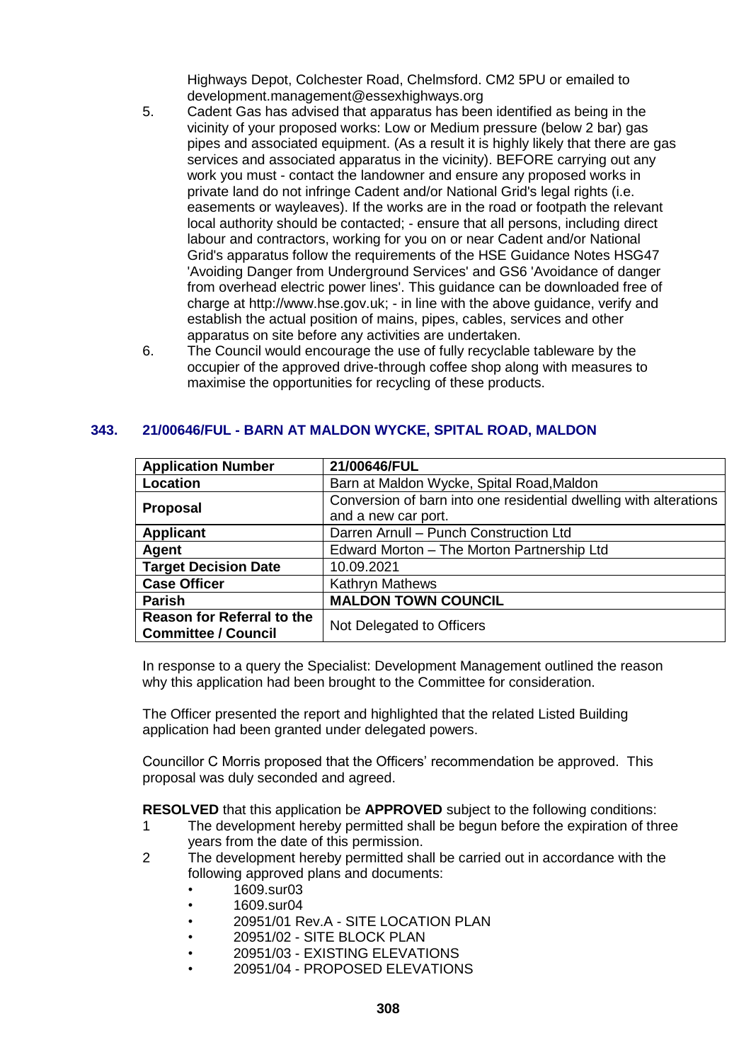Highways Depot, Colchester Road, Chelmsford. CM2 5PU or emailed to development.management@essexhighways.org

5. Cadent Gas has advised that apparatus has been identified as being in the vicinity of your proposed works: Low or Medium pressure (below 2 bar) gas pipes and associated equipment. (As a result it is highly likely that there are gas services and associated apparatus in the vicinity). BEFORE carrying out any work you must - contact the landowner and ensure any proposed works in private land do not infringe Cadent and/or National Grid's legal rights (i.e. easements or wayleaves). If the works are in the road or footpath the relevant local authority should be contacted; - ensure that all persons, including direct labour and contractors, working for you on or near Cadent and/or National Grid's apparatus follow the requirements of the HSE Guidance Notes HSG47 'Avoiding Danger from Underground Services' and GS6 'Avoidance of danger from overhead electric power lines'. This guidance can be downloaded free of charge at http://www.hse.gov.uk; - in line with the above guidance, verify and establish the actual position of mains, pipes, cables, services and other apparatus on site before any activities are undertaken.
6. The Council would encourage the use of fully recyclable tableware by the occupier of the approved drive-through coffee shop along with measures to maximise the opportunities for recycling of these products.

## 343. 21/00646/FUL - BARN AT MALDON WYCKE, SPITAL ROAD, MALDON

| **Application Number** | **21/00646/FUL** |
|---|---|
| **Location** | Barn at Maldon Wycke, Spital Road,Maldon |
| **Proposal** | Conversion of barn into one residential dwelling with alterations and a new car port. |
| **Applicant** | Darren Arnull – Punch Construction Ltd |
| **Agent** | Edward Morton – The Morton Partnership Ltd |
| **Target Decision Date** | 10.09.2021 |
| **Case Officer** | Kathryn Mathews |
| **Parish** | **MALDON TOWN COUNCIL** |
| **Reason for Referral to the Committee / Council** | Not Delegated to Officers |

In response to a query the Specialist: Development Management outlined the reason why this application had been brought to the Committee for consideration.

The Officer presented the report and highlighted that the related Listed Building application had been granted under delegated powers.

Councillor C Morris proposed that the Officers' recommendation be approved. This proposal was duly seconded and agreed.

**RESOLVED** that this application be **APPROVED** subject to the following conditions:

1 The development hereby permitted shall be begun before the expiration of three years from the date of this permission.

2 The development hereby permitted shall be carried out in accordance with the following approved plans and documents:
   - 1609.sur03
   - 1609.sur04
   - 20951/01 Rev.A - SITE LOCATION PLAN
   - 20951/02 - SITE BLOCK PLAN
   - 20951/03 - EXISTING ELEVATIONS
   - 20951/04 - PROPOSED ELEVATIONS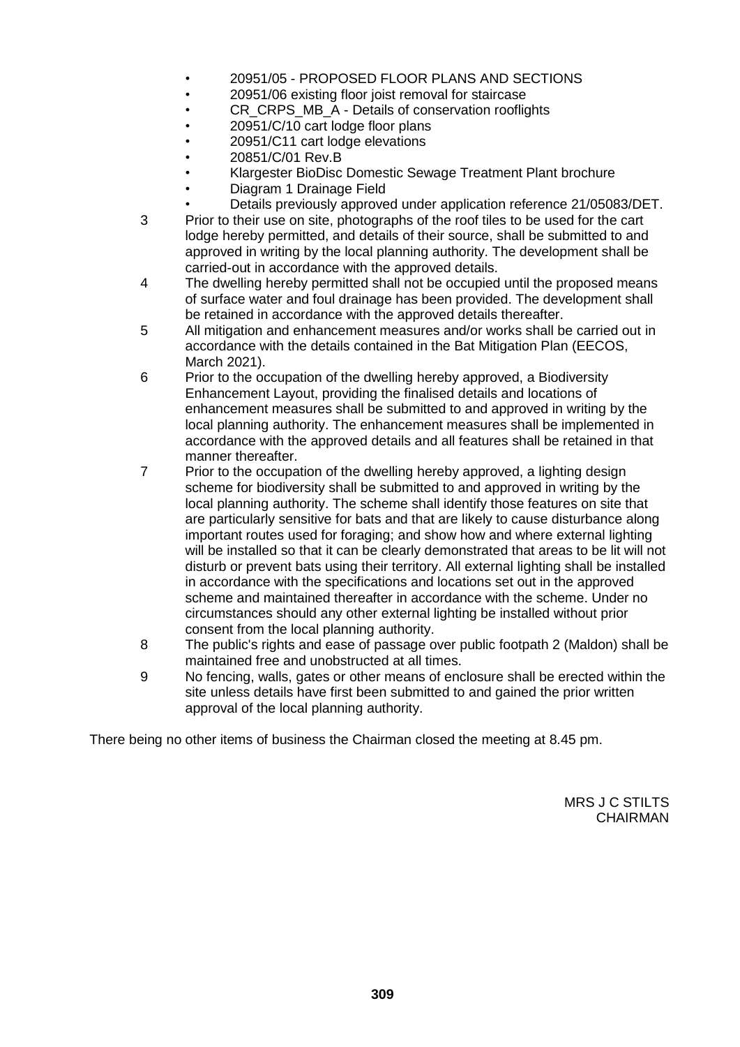- 20951/05 - PROPOSED FLOOR PLANS AND SECTIONS
- 20951/06 existing floor joist removal for staircase
- CR_CRPS_MB_A - Details of conservation rooflights
- 20951/C/10 cart lodge floor plans
- 20951/C11 cart lodge elevations
- 20851/C/01 Rev.B
- Klargester BioDisc Domestic Sewage Treatment Plant brochure
- Diagram 1 Drainage Field
- Details previously approved under application reference 21/05083/DET.

3 Prior to their use on site, photographs of the roof tiles to be used for the cart lodge hereby permitted, and details of their source, shall be submitted to and approved in writing by the local planning authority. The development shall be carried-out in accordance with the approved details.

4 The dwelling hereby permitted shall not be occupied until the proposed means of surface water and foul drainage has been provided. The development shall be retained in accordance with the approved details thereafter.

5 All mitigation and enhancement measures and/or works shall be carried out in accordance with the details contained in the Bat Mitigation Plan (EECOS, March 2021).

6 Prior to the occupation of the dwelling hereby approved, a Biodiversity Enhancement Layout, providing the finalised details and locations of enhancement measures shall be submitted to and approved in writing by the local planning authority. The enhancement measures shall be implemented in accordance with the approved details and all features shall be retained in that manner thereafter.

7 Prior to the occupation of the dwelling hereby approved, a lighting design scheme for biodiversity shall be submitted to and approved in writing by the local planning authority. The scheme shall identify those features on site that are particularly sensitive for bats and that are likely to cause disturbance along important routes used for foraging; and show how and where external lighting will be installed so that it can be clearly demonstrated that areas to be lit will not disturb or prevent bats using their territory. All external lighting shall be installed in accordance with the specifications and locations set out in the approved scheme and maintained thereafter in accordance with the scheme. Under no circumstances should any other external lighting be installed without prior consent from the local planning authority.

8 The public's rights and ease of passage over public footpath 2 (Maldon) shall be maintained free and unobstructed at all times.

9 No fencing, walls, gates or other means of enclosure shall be erected within the site unless details have first been submitted to and gained the prior written approval of the local planning authority.

There being no other items of business the Chairman closed the meeting at 8.45 pm.

MRS J C STILTS
CHAIRMAN